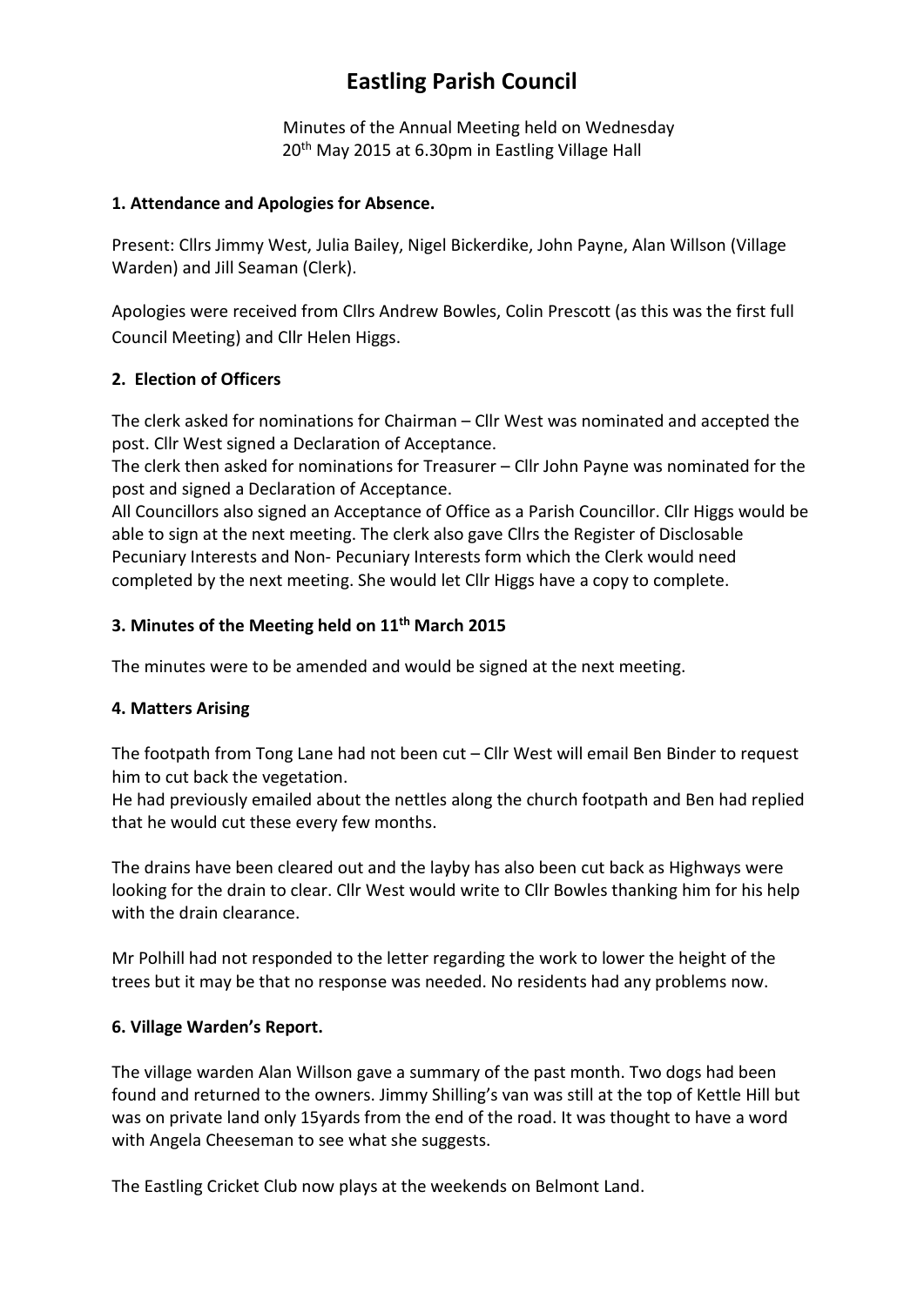# Eastling Parish Council

Minutes of the Annual Meeting held on Wednesday 20th May 2015 at 6.30pm in Eastling Village Hall

### 1. Attendance and Apologies for Absence.

Present: Cllrs Jimmy West, Julia Bailey, Nigel Bickerdike, John Payne, Alan Willson (Village Warden) and Jill Seaman (Clerk).

Apologies were received from Cllrs Andrew Bowles, Colin Prescott (as this was the first full Council Meeting) and Cllr Helen Higgs.

### 2. Election of Officers

The clerk asked for nominations for Chairman – Cllr West was nominated and accepted the post. Cllr West signed a Declaration of Acceptance.
The clerk then asked for nominations for Treasurer – Cllr John Payne was nominated for the post and signed a Declaration of Acceptance.
All Councillors also signed an Acceptance of Office as a Parish Councillor. Cllr Higgs would be able to sign at the next meeting. The clerk also gave Cllrs the Register of Disclosable Pecuniary Interests and Non- Pecuniary Interests form which the Clerk would need completed by the next meeting. She would let Cllr Higgs have a copy to complete.

### 3. Minutes of the Meeting held on 11th March 2015

The minutes were to be amended and would be signed at the next meeting.

### 4. Matters Arising

The footpath from Tong Lane had not been cut – Cllr West will email Ben Binder to request him to cut back the vegetation.
He had previously emailed about the nettles along the church footpath and Ben had replied that he would cut these every few months.

The drains have been cleared out and the layby has also been cut back as Highways were looking for the drain to clear. Cllr West would write to Cllr Bowles thanking him for his help with the drain clearance.

Mr Polhill had not responded to the letter regarding the work to lower the height of the trees but it may be that no response was needed. No residents had any problems now.

### 6. Village Warden's Report.

The village warden Alan Willson gave a summary of the past month. Two dogs had been found and returned to the owners. Jimmy Shilling's van was still at the top of Kettle Hill but was on private land only 15yards from the end of the road. It was thought to have a word with Angela Cheeseman to see what she suggests.

The Eastling Cricket Club now plays at the weekends on Belmont Land.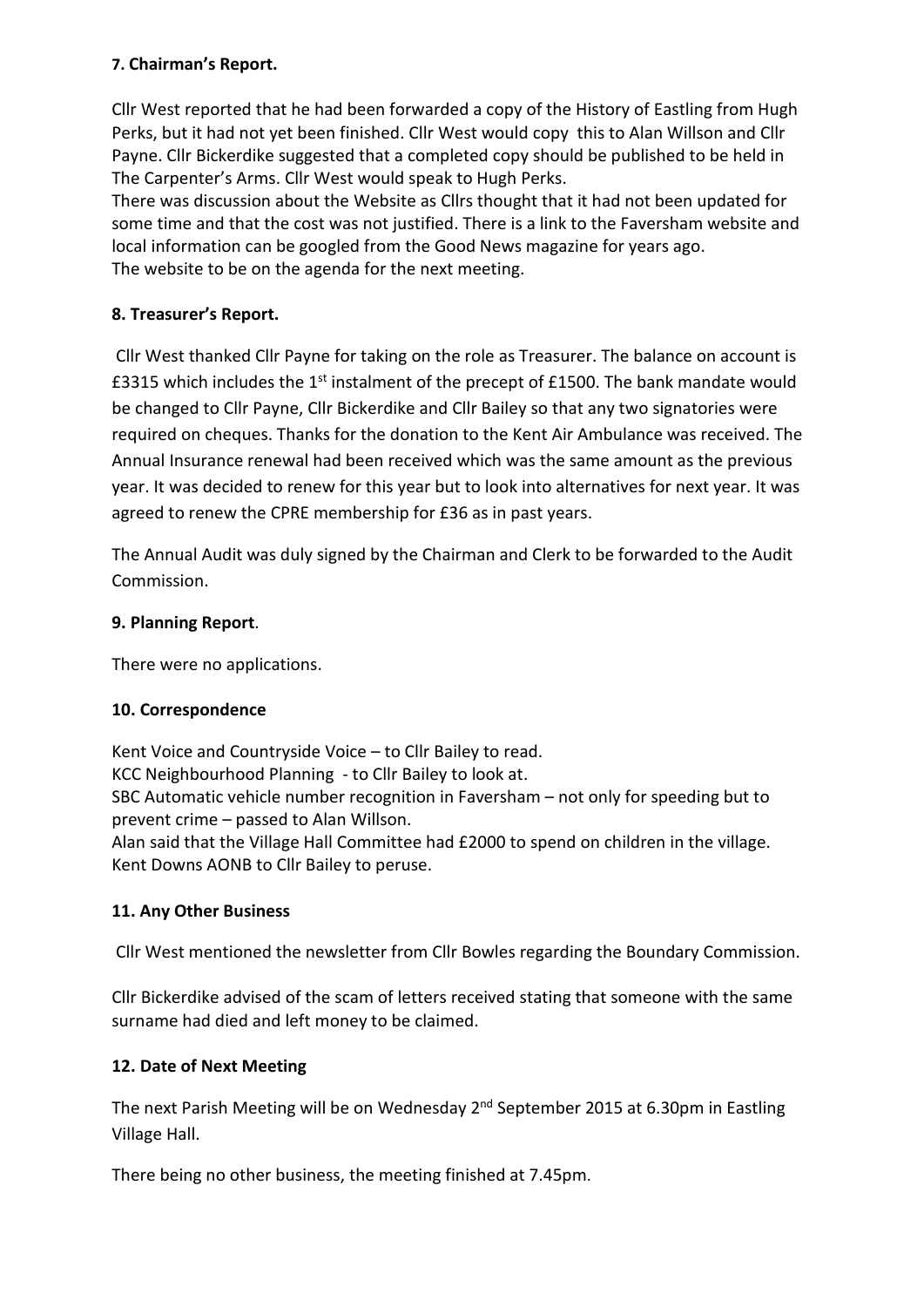**7. Chairman's Report.**

Cllr West reported that he had been forwarded a copy of the History of Eastling from Hugh Perks, but it had not yet been finished. Cllr West would copy this to Alan Willson and Cllr Payne. Cllr Bickerdike suggested that a completed copy should be published to be held in The Carpenter's Arms. Cllr West would speak to Hugh Perks.
There was discussion about the Website as Cllrs thought that it had not been updated for some time and that the cost was not justified. There is a link to the Faversham website and local information can be googled from the Good News magazine for years ago.
The website to be on the agenda for the next meeting.

**8. Treasurer's Report.**

Cllr West thanked Cllr Payne for taking on the role as Treasurer. The balance on account is £3315 which includes the 1st instalment of the precept of £1500. The bank mandate would be changed to Cllr Payne, Cllr Bickerdike and Cllr Bailey so that any two signatories were required on cheques. Thanks for the donation to the Kent Air Ambulance was received. The Annual Insurance renewal had been received which was the same amount as the previous year. It was decided to renew for this year but to look into alternatives for next year. It was agreed to renew the CPRE membership for £36 as in past years.

The Annual Audit was duly signed by the Chairman and Clerk to be forwarded to the Audit Commission.

**9. Planning Report**.

There were no applications.

**10. Correspondence**

Kent Voice and Countryside Voice – to Cllr Bailey to read.
KCC Neighbourhood Planning - to Cllr Bailey to look at.
SBC Automatic vehicle number recognition in Faversham – not only for speeding but to prevent crime – passed to Alan Willson.
Alan said that the Village Hall Committee had £2000 to spend on children in the village.
Kent Downs AONB to Cllr Bailey to peruse.

**11. Any Other Business**

Cllr West mentioned the newsletter from Cllr Bowles regarding the Boundary Commission.

Cllr Bickerdike advised of the scam of letters received stating that someone with the same surname had died and left money to be claimed.

**12. Date of Next Meeting**

The next Parish Meeting will be on Wednesday 2nd September 2015 at 6.30pm in Eastling Village Hall.

There being no other business, the meeting finished at 7.45pm.